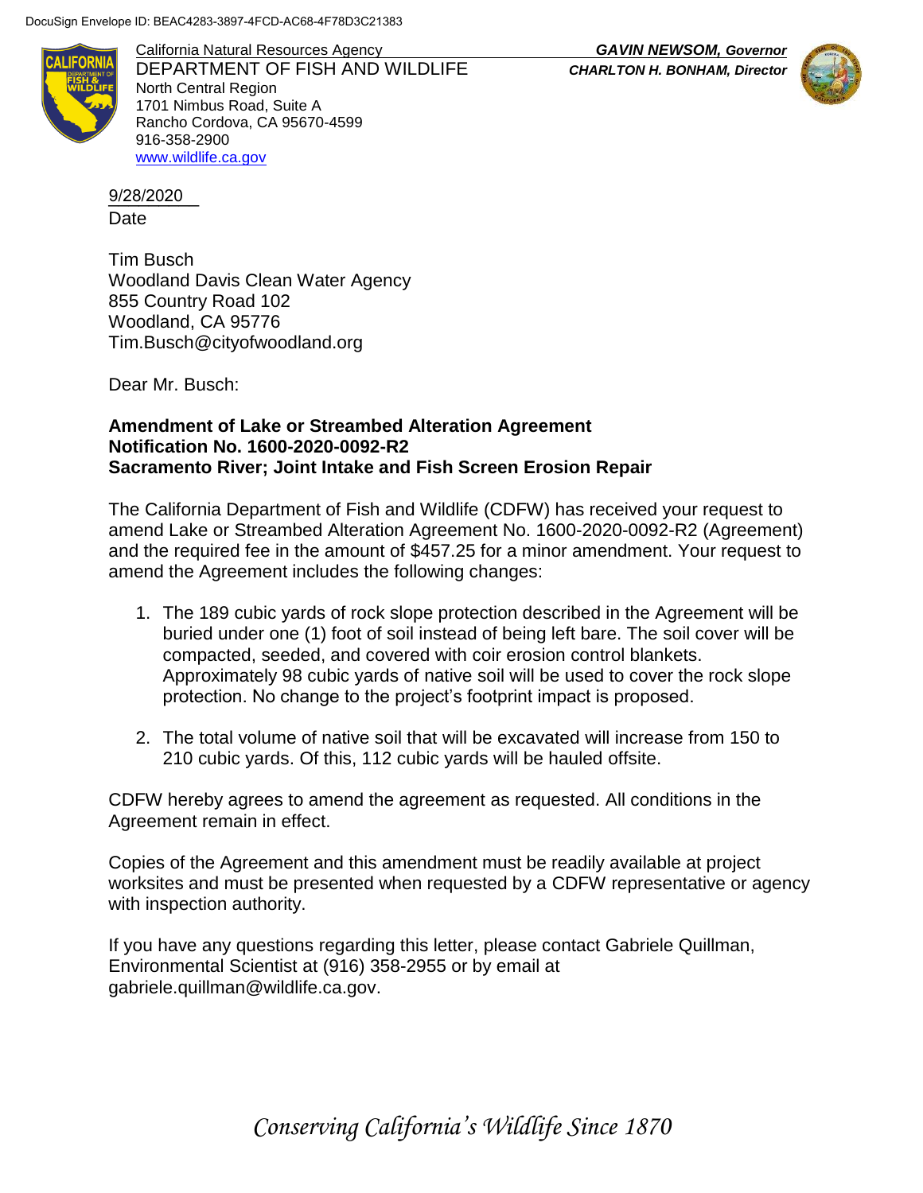DocuSign Envelope ID: BEAC4283-3897-4FCD-AC68-4F78D3C21383

California Natural Resources Agency
DEPARTMENT OF FISH AND WILDLIFE
North Central Region
1701 Nimbus Road, Suite A
Rancho Cordova, CA 95670-4599
916-358-2900
www.wildlife.ca.gov

***GAVIN NEWSOM, Governor***
***CHARLTON H. BONHAM, Director***

9/28/2020
Date

Tim Busch
Woodland Davis Clean Water Agency
855 Country Road 102
Woodland, CA 95776
Tim.Busch@cityofwoodland.org

Dear Mr. Busch:

**Amendment of Lake or Streambed Alteration Agreement**
**Notification No. 1600-2020-0092-R2**
**Sacramento River; Joint Intake and Fish Screen Erosion Repair**

The California Department of Fish and Wildlife (CDFW) has received your request to amend Lake or Streambed Alteration Agreement No. 1600-2020-0092-R2 (Agreement) and the required fee in the amount of $457.25 for a minor amendment. Your request to amend the Agreement includes the following changes:

1. The 189 cubic yards of rock slope protection described in the Agreement will be buried under one (1) foot of soil instead of being left bare. The soil cover will be compacted, seeded, and covered with coir erosion control blankets. Approximately 98 cubic yards of native soil will be used to cover the rock slope protection. No change to the project's footprint impact is proposed.

2. The total volume of native soil that will be excavated will increase from 150 to 210 cubic yards. Of this, 112 cubic yards will be hauled offsite.

CDFW hereby agrees to amend the agreement as requested. All conditions in the Agreement remain in effect.

Copies of the Agreement and this amendment must be readily available at project worksites and must be presented when requested by a CDFW representative or agency with inspection authority.

If you have any questions regarding this letter, please contact Gabriele Quillman, Environmental Scientist at (916) 358-2955 or by email at gabriele.quillman@wildlife.ca.gov.

*Conserving California's Wildlife Since 1870*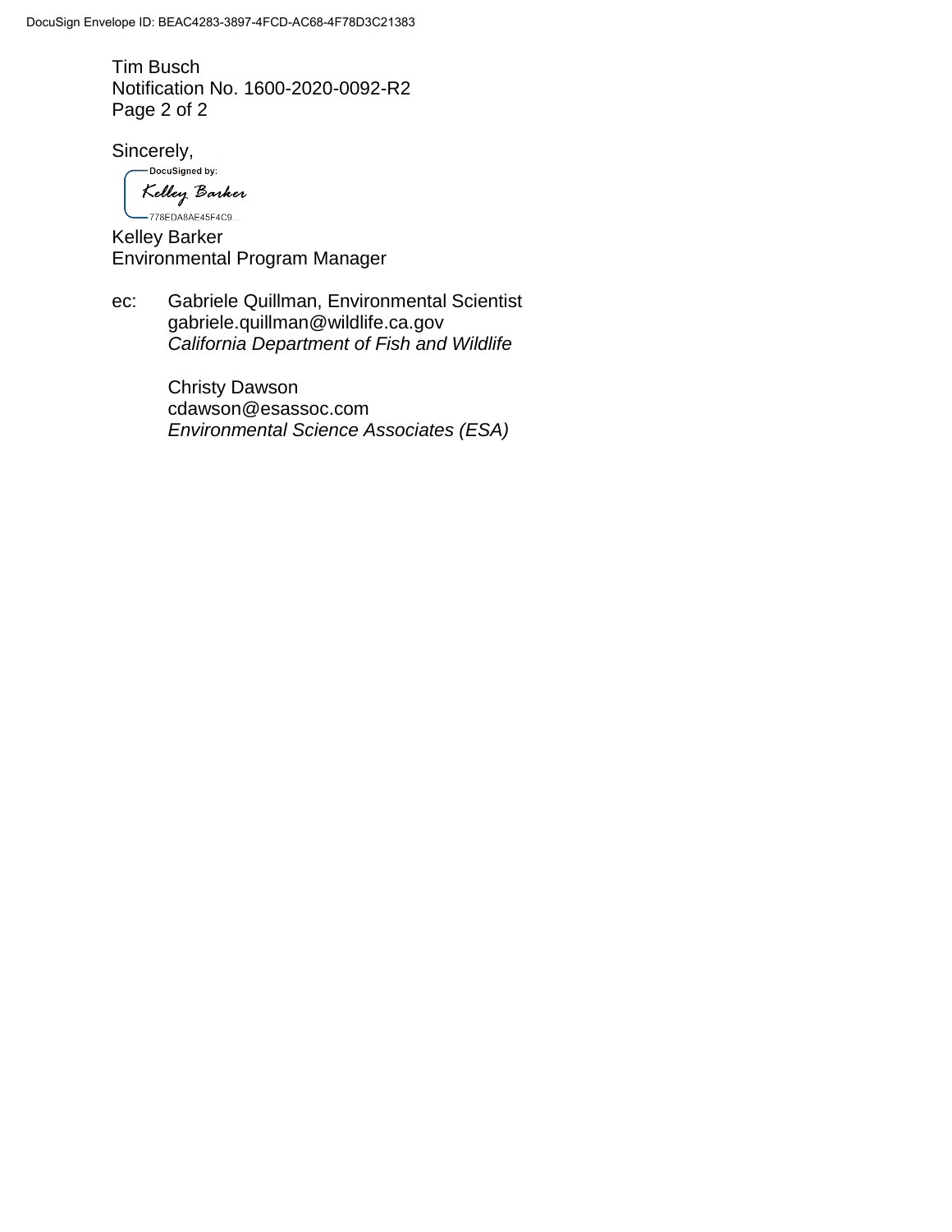Sincerely,

DocuSigned by:
Kelley Barker
778EDA8AE45F4C9...

Kelley Barker
Environmental Program Manager

ec: Gabriele Quillman, Environmental Scientist
gabriele.quillman@wildlife.ca.gov
*California Department of Fish and Wildlife*

Christy Dawson
cdawson@esassoc.com
*Environmental Science Associates (ESA)*